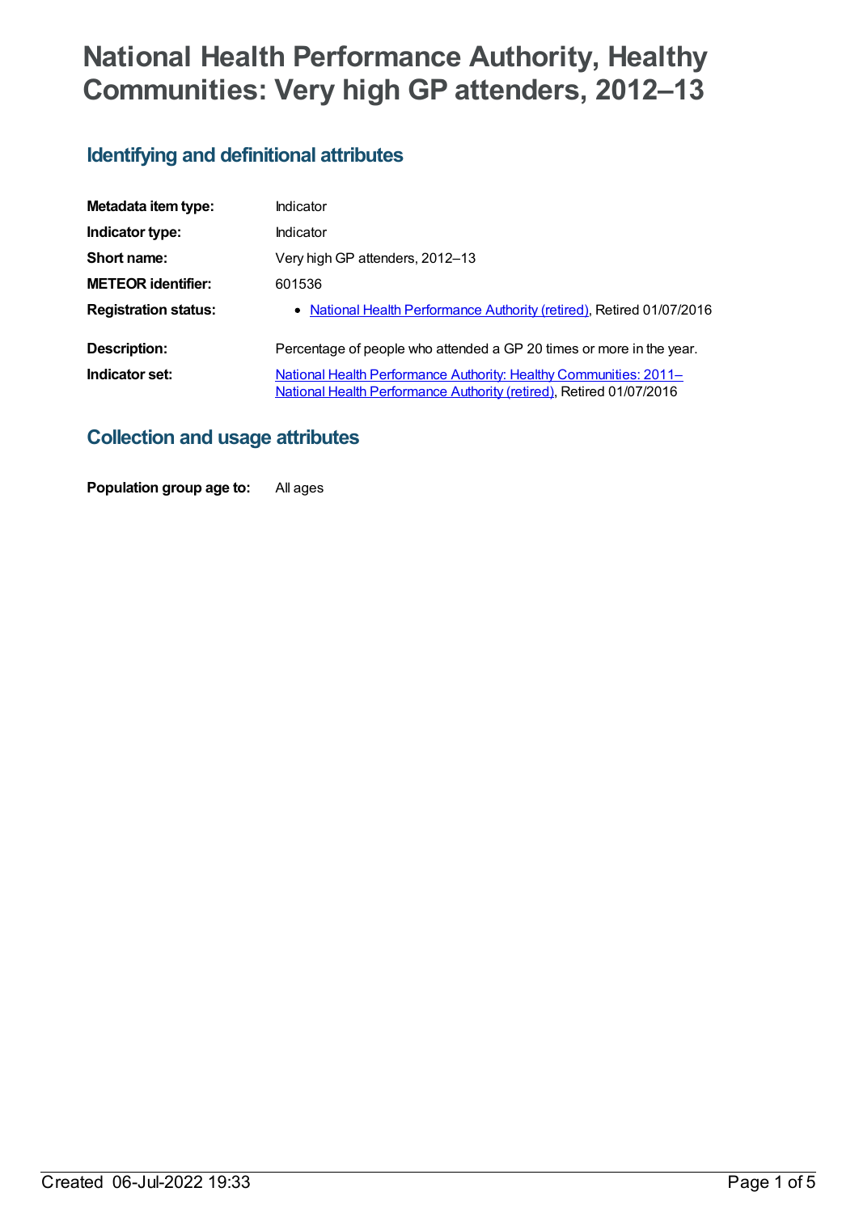# National Health Performance Authority, Healthy Communities: Very high GP attenders, 2012–13

## Identifying and definitional attributes

| | |
|---|---|
| **Metadata item type:** | Indicator |
| **Indicator type:** | Indicator |
| **Short name:** | Very high GP attenders, 2012–13 |
| **METEOR identifier:** | 601536 |
| **Registration status:** | • National Health Performance Authority (retired), Retired 01/07/2016 |
| **Description:** | Percentage of people who attended a GP 20 times or more in the year. |
| **Indicator set:** | National Health Performance Authority: Healthy Communities: 2011– National Health Performance Authority (retired), Retired 01/07/2016 |

## Collection and usage attributes

| | |
|---|---|
| **Population group age to:** | All ages |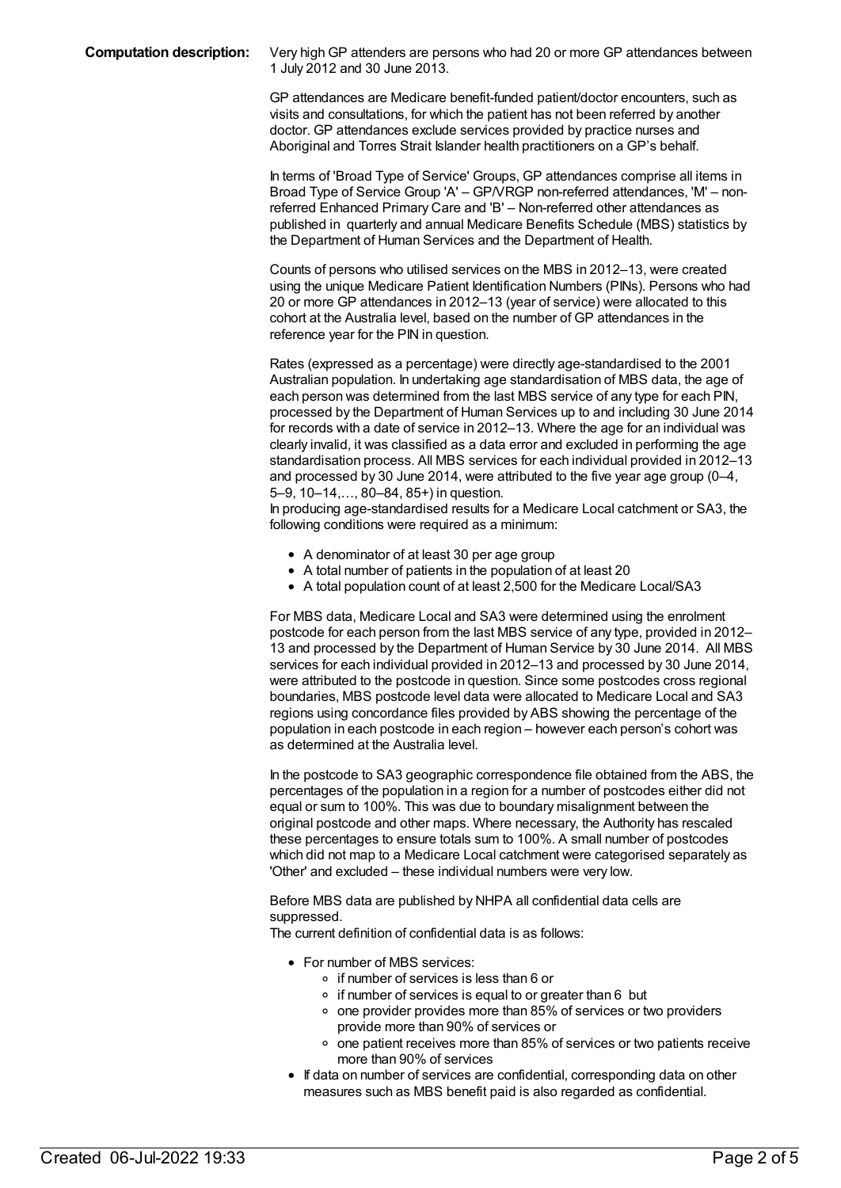**Computation description:** Very high GP attenders are persons who had 20 or more GP attendances between 1 July 2012 and 30 June 2013.

GP attendances are Medicare benefit-funded patient/doctor encounters, such as visits and consultations, for which the patient has not been referred by another doctor. GP attendances exclude services provided by practice nurses and Aboriginal and Torres Strait Islander health practitioners on a GP's behalf.

In terms of 'Broad Type of Service' Groups, GP attendances comprise all items in Broad Type of Service Group 'A' – GP/VRGP non-referred attendances, 'M' – non-referred Enhanced Primary Care and 'B' – Non-referred other attendances as published in quarterly and annual Medicare Benefits Schedule (MBS) statistics by the Department of Human Services and the Department of Health.

Counts of persons who utilised services on the MBS in 2012–13, were created using the unique Medicare Patient Identification Numbers (PINs). Persons who had 20 or more GP attendances in 2012–13 (year of service) were allocated to this cohort at the Australia level, based on the number of GP attendances in the reference year for the PIN in question.

Rates (expressed as a percentage) were directly age-standardised to the 2001 Australian population. In undertaking age standardisation of MBS data, the age of each person was determined from the last MBS service of any type for each PIN, processed by the Department of Human Services up to and including 30 June 2014 for records with a date of service in 2012–13. Where the age for an individual was clearly invalid, it was classified as a data error and excluded in performing the age standardisation process. All MBS services for each individual provided in 2012–13 and processed by 30 June 2014, were attributed to the five year age group (0–4, 5–9, 10–14,…, 80–84, 85+) in question.
In producing age-standardised results for a Medicare Local catchment or SA3, the following conditions were required as a minimum:

- A denominator of at least 30 per age group
- A total number of patients in the population of at least 20
- A total population count of at least 2,500 for the Medicare Local/SA3

For MBS data, Medicare Local and SA3 were determined using the enrolment postcode for each person from the last MBS service of any type, provided in 2012–13 and processed by the Department of Human Service by 30 June 2014. All MBS services for each individual provided in 2012–13 and processed by 30 June 2014, were attributed to the postcode in question. Since some postcodes cross regional boundaries, MBS postcode level data were allocated to Medicare Local and SA3 regions using concordance files provided by ABS showing the percentage of the population in each postcode in each region – however each person's cohort was as determined at the Australia level.

In the postcode to SA3 geographic correspondence file obtained from the ABS, the percentages of the population in a region for a number of postcodes either did not equal or sum to 100%. This was due to boundary misalignment between the original postcode and other maps. Where necessary, the Authority has rescaled these percentages to ensure totals sum to 100%. A small number of postcodes which did not map to a Medicare Local catchment were categorised separately as 'Other' and excluded – these individual numbers were very low.

Before MBS data are published by NHPA all confidential data cells are suppressed.
The current definition of confidential data is as follows:

- For number of MBS services:
  - if number of services is less than 6 or
  - if number of services is equal to or greater than 6 but
  - one provider provides more than 85% of services or two providers provide more than 90% of services or
  - one patient receives more than 85% of services or two patients receive more than 90% of services
- If data on number of services are confidential, corresponding data on other measures such as MBS benefit paid is also regarded as confidential.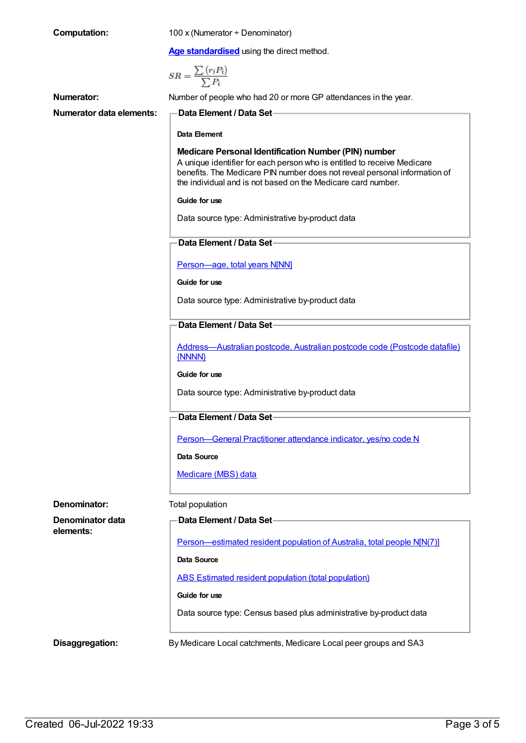**Computation:** 100 x (Numerator ÷ Denominator)

[Age standardised](#) using the direct method.

$$SR = \frac{\sum(r_i P_i)}{\sum P_i}$$

**Numerator:** Number of people who had 20 or more GP attendances in the year.

**Numerator data elements:**

**Data Element / Data Set**

Data Element

**Medicare Personal Identification Number (PIN) number**
A unique identifier for each person who is entitled to receive Medicare benefits. The Medicare PIN number does not reveal personal information of the individual and is not based on the Medicare card number.

Guide for use

Data source type: Administrative by-product data

**Data Element / Data Set**

Person—age, total years N[NN]

Guide for use

Data source type: Administrative by-product data

**Data Element / Data Set**

Address—Australian postcode, Australian postcode code (Postcode datafile) {NNNN}

Guide for use

Data source type: Administrative by-product data

**Data Element / Data Set**

Person—General Practitioner attendance indicator, yes/no code N

Data Source

Medicare (MBS) data

**Denominator:** Total population

**Denominator data elements:**

**Data Element / Data Set**

Person—estimated resident population of Australia, total people N[N(7)]

Data Source

ABS Estimated resident population (total population)

Guide for use

Data source type: Census based plus administrative by-product data

**Disaggregation:** By Medicare Local catchments, Medicare Local peer groups and SA3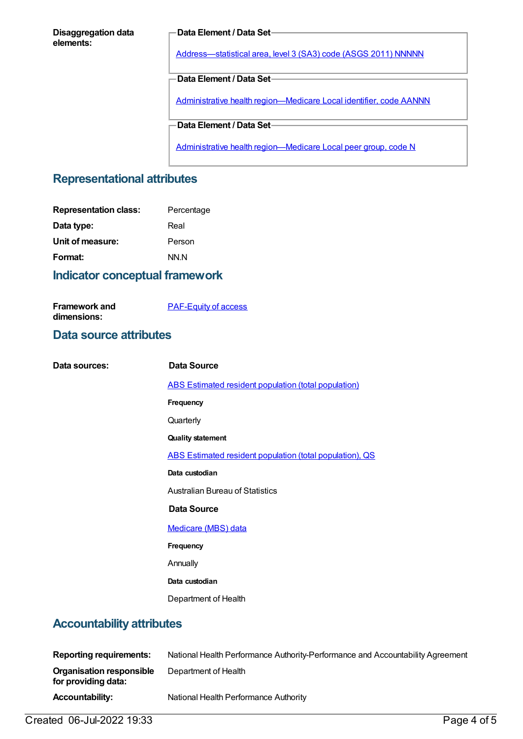**Disaggregation data elements:**

**Data Element / Data Set**

Address—statistical area, level 3 (SA3) code (ASGS 2011) NNNNN

**Data Element / Data Set**

Administrative health region—Medicare Local identifier, code AANNN

**Data Element / Data Set**

Administrative health region—Medicare Local peer group, code N

## Representational attributes

| | |
|---|---|
| **Representation class:** | Percentage |
| **Data type:** | Real |
| **Unit of measure:** | Person |
| **Format:** | NN.N |

## Indicator conceptual framework

**Framework and dimensions:** PAF-Equity of access

## Data source attributes

**Data sources:**

**Data Source**

ABS Estimated resident population (total population)

**Frequency**

Quarterly

**Quality statement**

ABS Estimated resident population (total population), QS

**Data custodian**

Australian Bureau of Statistics

**Data Source**

Medicare (MBS) data

**Frequency**

Annually

**Data custodian**

Department of Health

## Accountability attributes

| | |
|---|---|
| **Reporting requirements:** | National Health Performance Authority-Performance and Accountability Agreement |
| **Organisation responsible for providing data:** | Department of Health |
| **Accountability:** | National Health Performance Authority |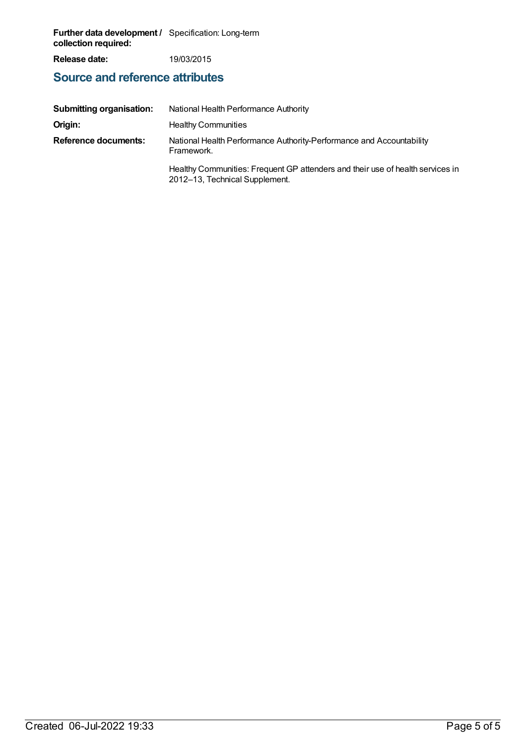**Further data development / collection required:** Specification: Long-term

**Release date:** 19/03/2015

## Source and reference attributes

**Submitting organisation:** National Health Performance Authority

**Origin:** Healthy Communities

**Reference documents:** National Health Performance Authority-Performance and Accountability Framework.

Healthy Communities: Frequent GP attenders and their use of health services in 2012–13, Technical Supplement.